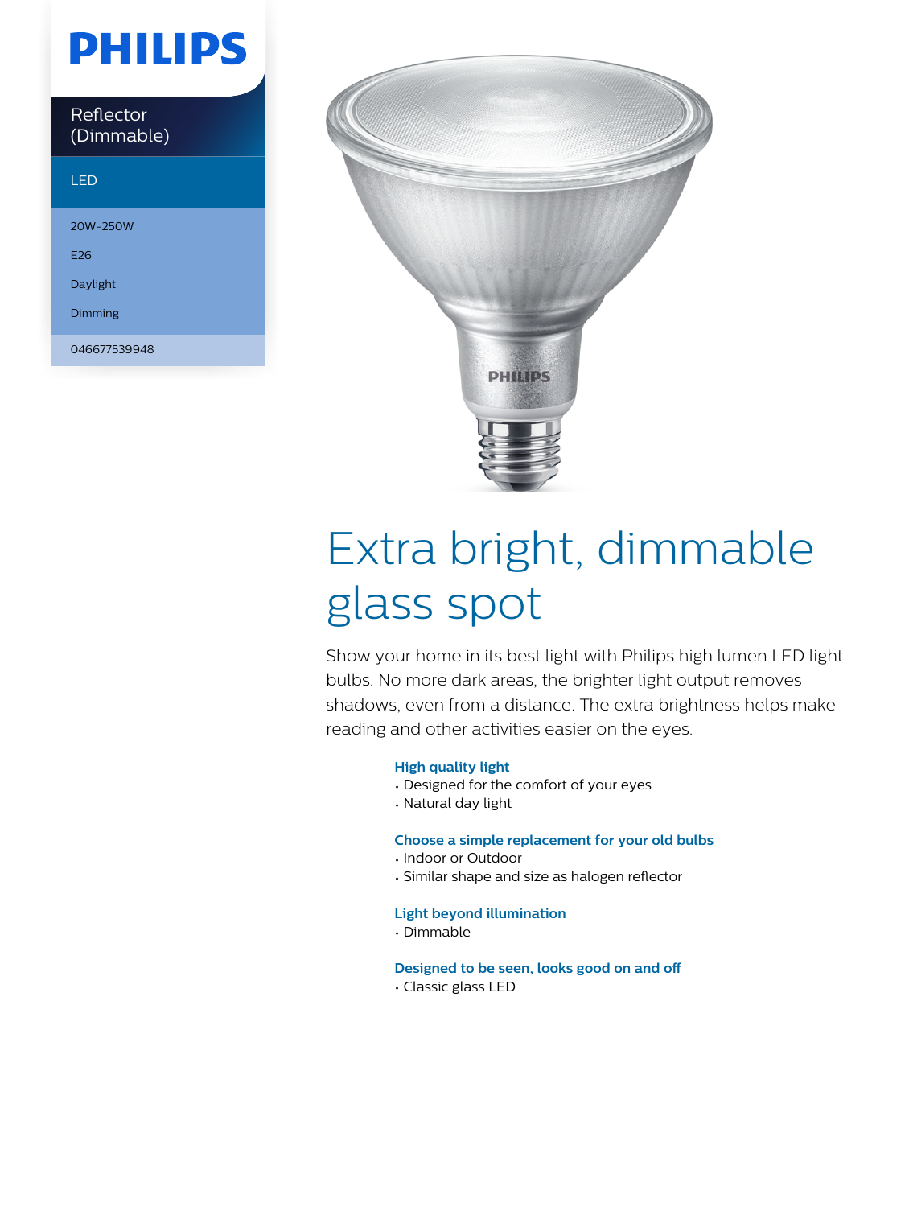# PHILIPS

Reflector (Dimmable)

LED

20W-250W

E26

Daylight

Dimming

046677539948

# Extra bright, dimmable glass spot

Show your home in its best light with Philips high lumen LED light bulbs. No more dark areas, the brighter light output removes shadows, even from a distance. The extra brightness helps make reading and other activities easier on the eyes.

### High quality light

- Designed for the comfort of your eyes
- Natural day light

### Choose a simple replacement for your old bulbs

- Indoor or Outdoor
- Similar shape and size as halogen reflector

### Light beyond illumination

- Dimmable

### Designed to be seen, looks good on and off

- Classic glass LED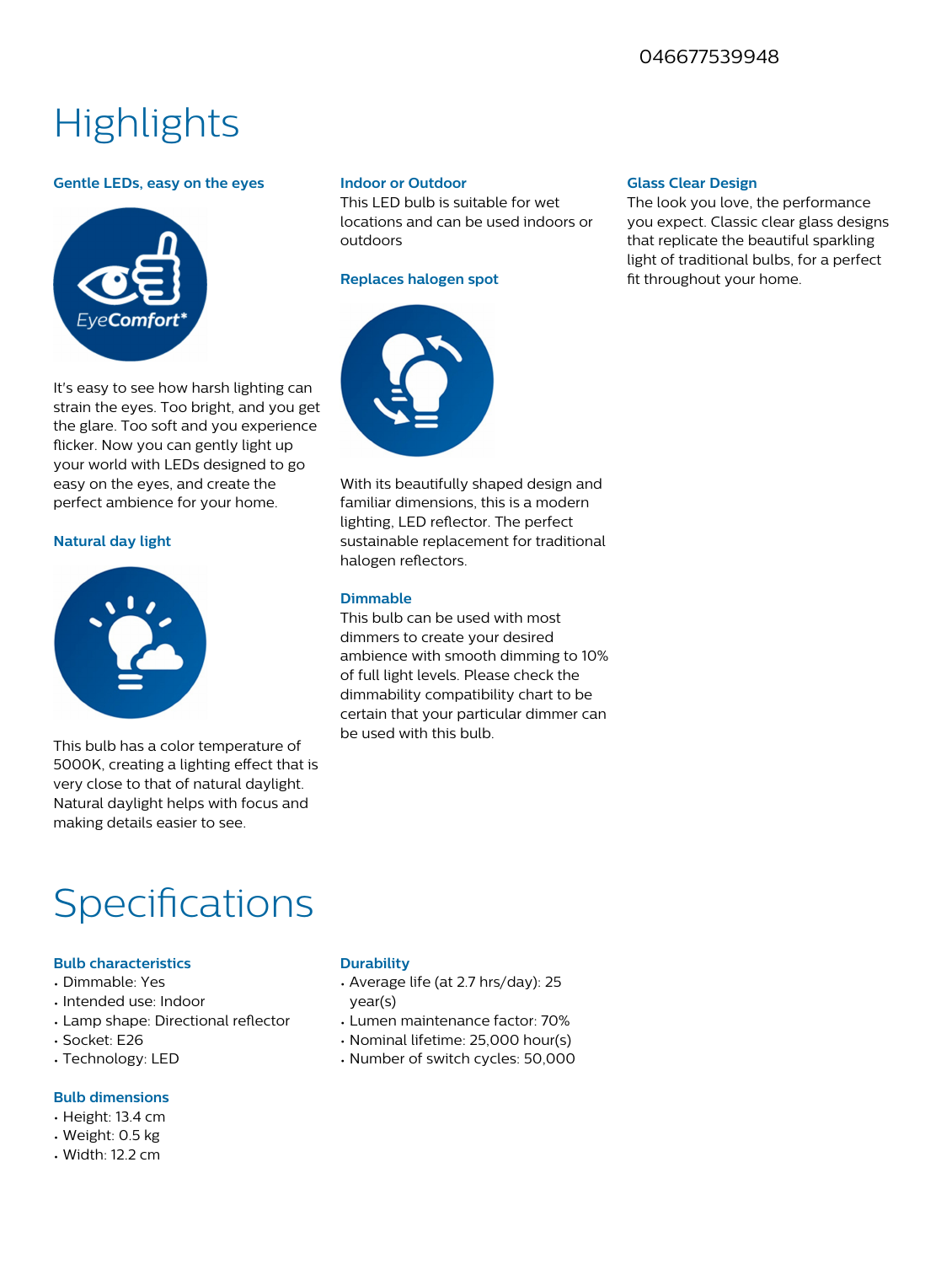046677539948

# Highlights

### Gentle LEDs, easy on the eyes

It's easy to see how harsh lighting can strain the eyes. Too bright, and you get the glare. Too soft and you experience flicker. Now you can gently light up your world with LEDs designed to go easy on the eyes, and create the perfect ambience for your home.

### Natural day light

This bulb has a color temperature of 5000K, creating a lighting effect that is very close to that of natural daylight. Natural daylight helps with focus and making details easier to see.

### Indoor or Outdoor

This LED bulb is suitable for wet locations and can be used indoors or outdoors

### Replaces halogen spot

With its beautifully shaped design and familiar dimensions, this is a modern lighting, LED reflector. The perfect sustainable replacement for traditional halogen reflectors.

### Dimmable

This bulb can be used with most dimmers to create your desired ambience with smooth dimming to 10% of full light levels. Please check the dimmability compatibility chart to be certain that your particular dimmer can be used with this bulb.

### Glass Clear Design

The look you love, the performance you expect. Classic clear glass designs that replicate the beautiful sparkling light of traditional bulbs, for a perfect fit throughout your home.

# Specifications

### Bulb characteristics

- Dimmable: Yes
- Intended use: Indoor
- Lamp shape: Directional reflector
- Socket: E26
- Technology: LED

### Bulb dimensions

- Height: 13.4 cm
- Weight: 0.5 kg
- Width: 12.2 cm

### Durability

- Average life (at 2.7 hrs/day): 25 year(s)
- Lumen maintenance factor: 70%
- Nominal lifetime: 25,000 hour(s)
- Number of switch cycles: 50,000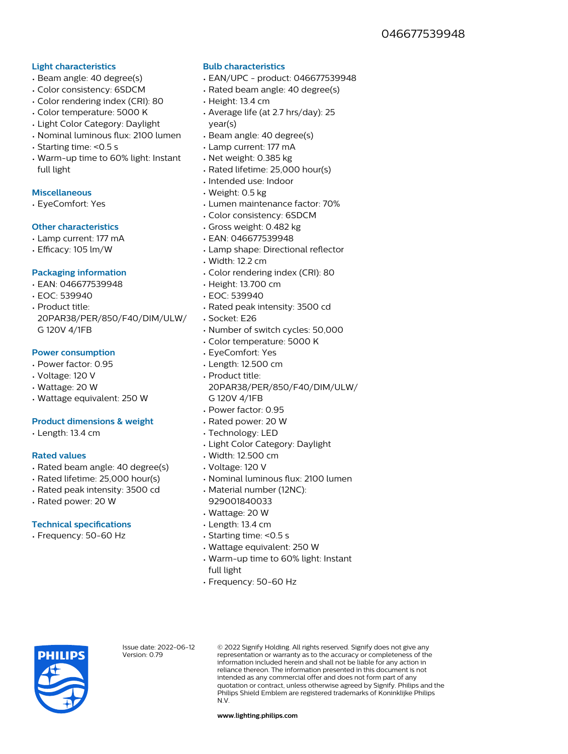046677539948

## Light characteristics

- Beam angle: 40 degree(s)
- Color consistency: 6SDCM
- Color rendering index (CRI): 80
- Color temperature: 5000 K
- Light Color Category: Daylight
- Nominal luminous flux: 2100 lumen
- Starting time: <0.5 s
- Warm-up time to 60% light: Instant full light

## Miscellaneous

- EyeComfort: Yes

## Other characteristics

- Lamp current: 177 mA
- Efficacy: 105 lm/W

## Packaging information

- EAN: 046677539948
- EOC: 539940
- Product title: 20PAR38/PER/850/F40/DIM/ULW/G 120V 4/1FB

## Power consumption

- Power factor: 0.95
- Voltage: 120 V
- Wattage: 20 W
- Wattage equivalent: 250 W

## Product dimensions & weight

- Length: 13.4 cm

## Rated values

- Rated beam angle: 40 degree(s)
- Rated lifetime: 25,000 hour(s)
- Rated peak intensity: 3500 cd
- Rated power: 20 W

## Technical specifications

- Frequency: 50-60 Hz

## Bulb characteristics

- EAN/UPC - product: 046677539948
- Rated beam angle: 40 degree(s)
- Height: 13.4 cm
- Average life (at 2.7 hrs/day): 25 year(s)
- Beam angle: 40 degree(s)
- Lamp current: 177 mA
- Net weight: 0.385 kg
- Rated lifetime: 25,000 hour(s)
- Intended use: Indoor
- Weight: 0.5 kg
- Lumen maintenance factor: 70%
- Color consistency: 6SDCM
- Gross weight: 0.482 kg
- EAN: 046677539948
- Lamp shape: Directional reflector
- Width: 12.2 cm
- Color rendering index (CRI): 80
- Height: 13.700 cm
- EOC: 539940
- Rated peak intensity: 3500 cd
- Socket: E26
- Number of switch cycles: 50,000
- Color temperature: 5000 K
- EyeComfort: Yes
- Length: 12.500 cm
- Product title: 20PAR38/PER/850/F40/DIM/ULW/G 120V 4/1FB
- Power factor: 0.95
- Rated power: 20 W
- Technology: LED
- Light Color Category: Daylight
- Width: 12.500 cm
- Voltage: 120 V
- Nominal luminous flux: 2100 lumen
- Material number (12NC): 929001840033
- Wattage: 20 W
- Length: 13.4 cm
- Starting time: <0.5 s
- Wattage equivalent: 250 W
- Warm-up time to 60% light: Instant full light
- Frequency: 50-60 Hz

PHILIPS

Issue date: 2022-06-12
Version: 0.79

© 2022 Signify Holding. All rights reserved. Signify does not give any representation or warranty as to the accuracy or completeness of the information included herein and shall not be liable for any action in reliance thereon. The information presented in this document is not intended as any commercial offer and does not form part of any quotation or contract, unless otherwise agreed by Signify. Philips and the Philips Shield Emblem are registered trademarks of Koninklijke Philips N.V.

**www.lighting.philips.com**